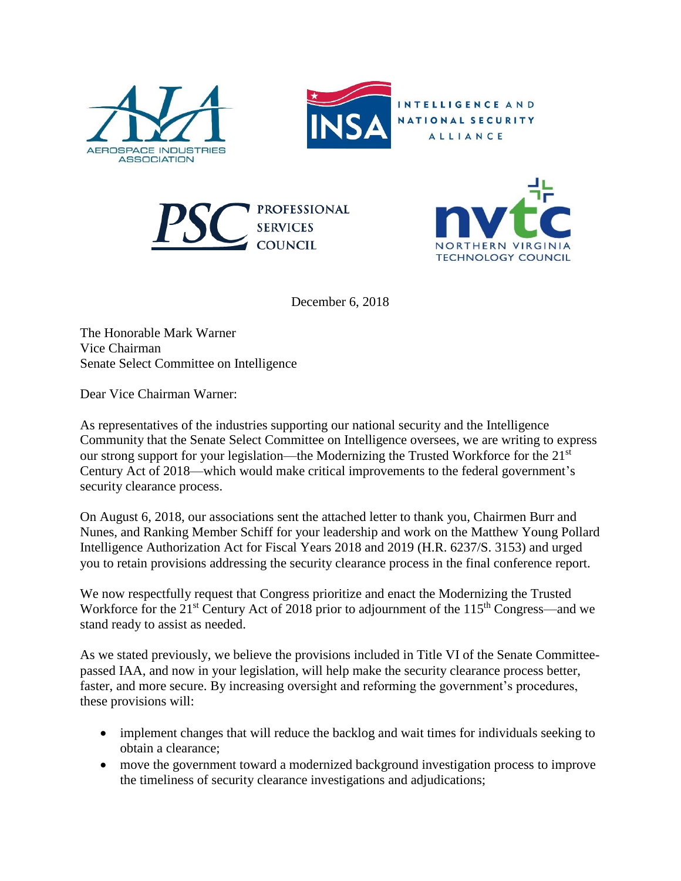AEROSPACE INDUSTRIES ASSOCIATION

INTELLIGENCE AND NATIONAL SECURITY ALLIANCE

PROFESSIONAL SERVICES COUNCIL

NORTHERN VIRGINIA TECHNOLOGY COUNCIL

December 6, 2018

The Honorable Mark Warner
Vice Chairman
Senate Select Committee on Intelligence

Dear Vice Chairman Warner:

As representatives of the industries supporting our national security and the Intelligence Community that the Senate Select Committee on Intelligence oversees, we are writing to express our strong support for your legislation—the Modernizing the Trusted Workforce for the 21st Century Act of 2018—which would make critical improvements to the federal government's security clearance process.

On August 6, 2018, our associations sent the attached letter to thank you, Chairmen Burr and Nunes, and Ranking Member Schiff for your leadership and work on the Matthew Young Pollard Intelligence Authorization Act for Fiscal Years 2018 and 2019 (H.R. 6237/S. 3153) and urged you to retain provisions addressing the security clearance process in the final conference report.

We now respectfully request that Congress prioritize and enact the Modernizing the Trusted Workforce for the 21st Century Act of 2018 prior to adjournment of the 115th Congress—and we stand ready to assist as needed.

As we stated previously, we believe the provisions included in Title VI of the Senate Committee-passed IAA, and now in your legislation, will help make the security clearance process better, faster, and more secure. By increasing oversight and reforming the government's procedures, these provisions will:

- implement changes that will reduce the backlog and wait times for individuals seeking to obtain a clearance;
- move the government toward a modernized background investigation process to improve the timeliness of security clearance investigations and adjudications;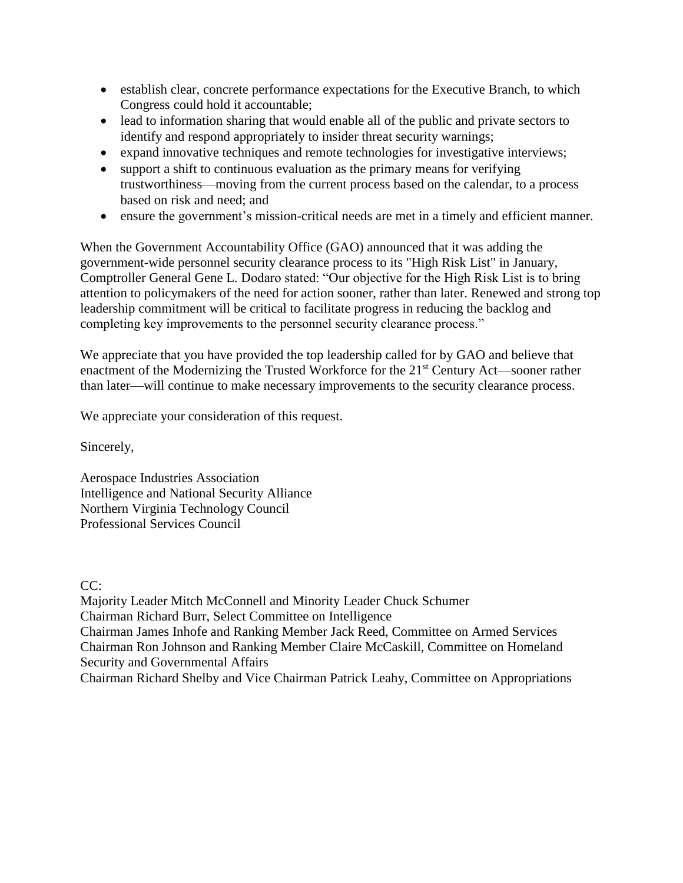- establish clear, concrete performance expectations for the Executive Branch, to which Congress could hold it accountable;
- lead to information sharing that would enable all of the public and private sectors to identify and respond appropriately to insider threat security warnings;
- expand innovative techniques and remote technologies for investigative interviews;
- support a shift to continuous evaluation as the primary means for verifying trustworthiness—moving from the current process based on the calendar, to a process based on risk and need; and
- ensure the government's mission-critical needs are met in a timely and efficient manner.

When the Government Accountability Office (GAO) announced that it was adding the government-wide personnel security clearance process to its "High Risk List" in January, Comptroller General Gene L. Dodaro stated: "Our objective for the High Risk List is to bring attention to policymakers of the need for action sooner, rather than later. Renewed and strong top leadership commitment will be critical to facilitate progress in reducing the backlog and completing key improvements to the personnel security clearance process."

We appreciate that you have provided the top leadership called for by GAO and believe that enactment of the Modernizing the Trusted Workforce for the 21st Century Act—sooner rather than later—will continue to make necessary improvements to the security clearance process.

We appreciate your consideration of this request.

Sincerely,

Aerospace Industries Association
Intelligence and National Security Alliance
Northern Virginia Technology Council
Professional Services Council

CC:
Majority Leader Mitch McConnell and Minority Leader Chuck Schumer
Chairman Richard Burr, Select Committee on Intelligence
Chairman James Inhofe and Ranking Member Jack Reed, Committee on Armed Services
Chairman Ron Johnson and Ranking Member Claire McCaskill, Committee on Homeland Security and Governmental Affairs
Chairman Richard Shelby and Vice Chairman Patrick Leahy, Committee on Appropriations